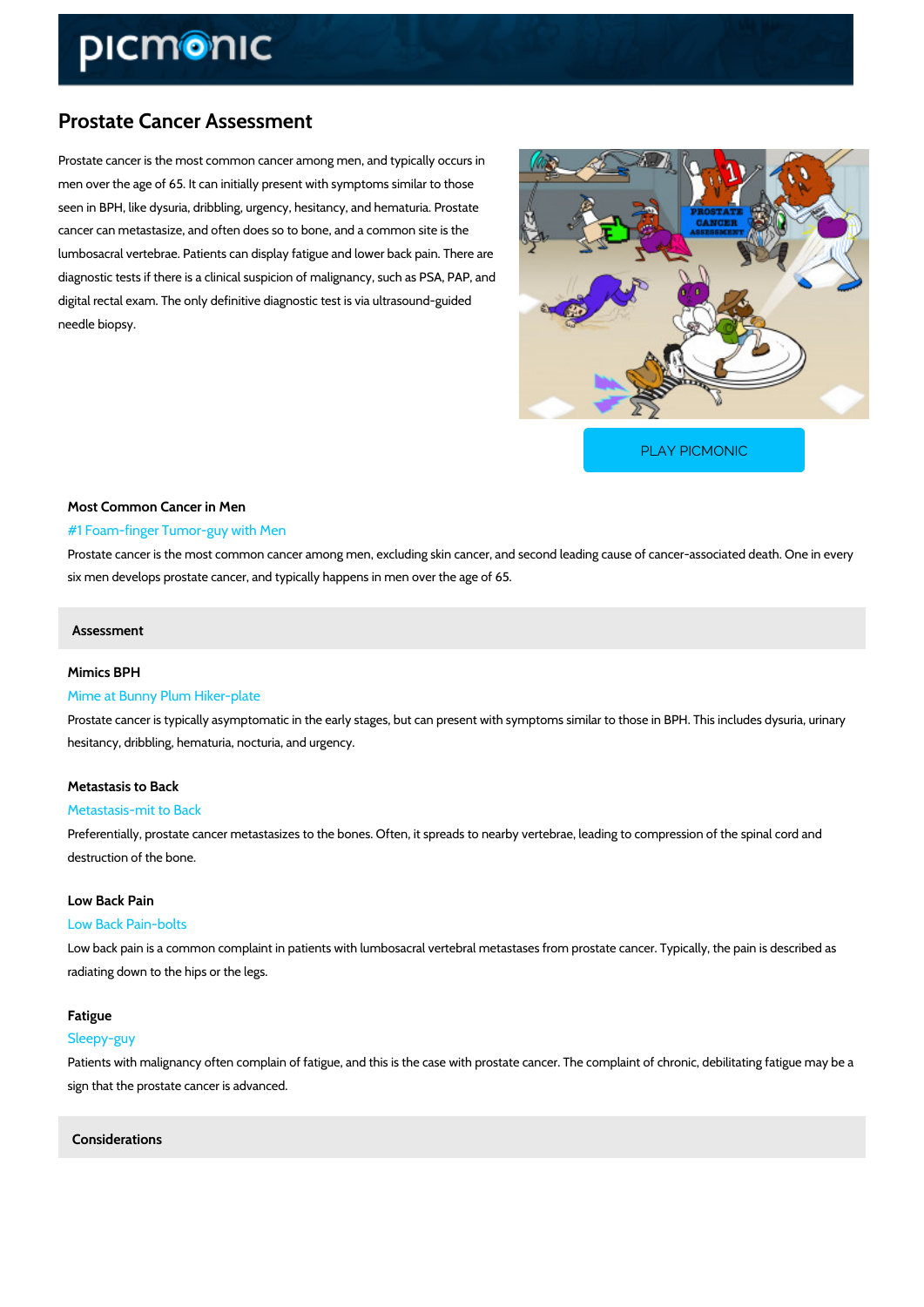# Prostate Cancer Assessment

Prostate cancer is the most common cancer among men, and typically occurs in men over the age of 65. It can initially present with symptoms similar to those seen in BPH, like dysuria, dribbling, urgency, hesitancy, and hematuria. Prostate cancer can metastasize, and often does so to bone, and a common site is the lumbosacral vertebrae. Patients can display fatigue and lower back pain. There are diagnostic tests if there is a clinical suspicion of malignancy, such as PSA, PAP, and digital rectal exam. The only definitive diagnostic test is via ultrasound-guided needle biopsy.

PLAY PICMONIC

### Most Common Cancer in Men

#1 Foam-finger Tumor-guy with Men

Prostate cancer is the most common cancer among men, excluding skin cancer, and second leading cause of cancer-associated death. One in every six men develops prostate cancer, and typically happens in men over the age of 65.

## Assessment

### Mimics BPH

Mime at Bunny Plum Hiker-plate

Prostate cancer is typically asymptomatic in the early stages, but can present with symptoms similar to those in BPH. This includes dysuria, urinary hesitancy, dribbling, hematuria, nocturia, and urgency.

### Metastasis to Back

Metastasis-mit to Back

Preferentially, prostate cancer metastasizes to the bones. Often, it spreads to nearby vertebrae, leading to compression of the spinal cord and destruction of the bone.

### Low Back Pain

Low Back Pain-bolts

Low back pain is a common complaint in patients with lumbosacral vertebral metastases from prostate cancer. Typically, the pain is described as radiating down to the hips or the legs.

### Fatigue

Sleepy-guy

Patients with malignancy often complain of fatigue, and this is the case with prostate cancer. The complaint of chronic, debilitating fatigue may be a sign that the prostate cancer is advanced.

## Considerations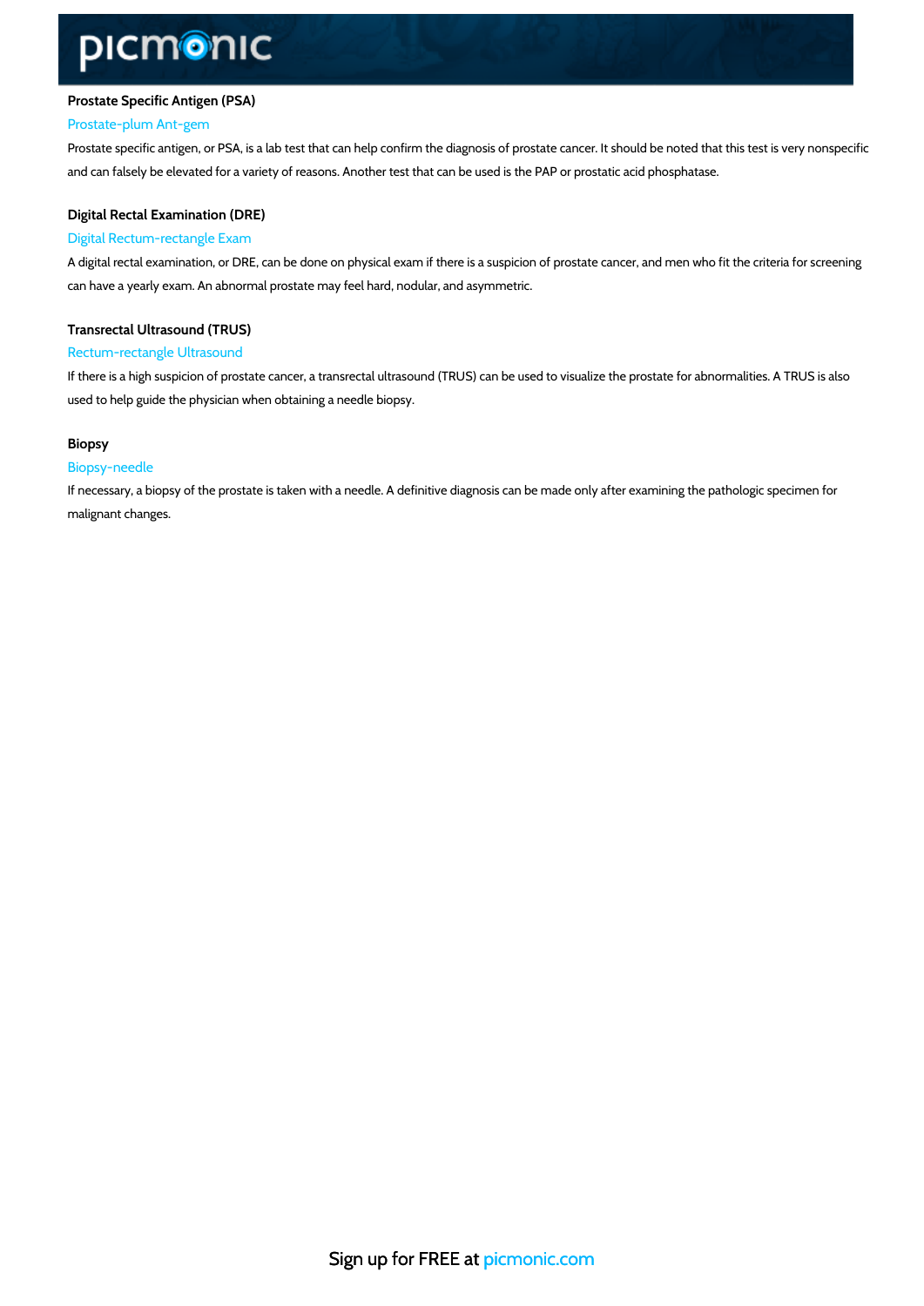**Prostate Specific Antigen (PSA)**

Prostate-plum Ant-gem

Prostate specific antigen, or PSA, is a lab test that can help confirm the diagnosis of prostate cancer. It should be noted that this test is very nonspecific and can falsely be elevated for a variety of reasons. Another test that can be used is the PAP or prostatic acid phosphatase.

**Digital Rectal Examination (DRE)**

Digital Rectum-rectangle Exam

A digital rectal examination, or DRE, can be done on physical exam if there is a suspicion of prostate cancer, and men who fit the criteria for screening can have a yearly exam. An abnormal prostate may feel hard, nodular, and asymmetric.

**Transrectal Ultrasound (TRUS)**

Rectum-rectangle Ultrasound

If there is a high suspicion of prostate cancer, a transrectal ultrasound (TRUS) can be used to visualize the prostate for abnormalities. A TRUS is also used to help guide the physician when obtaining a needle biopsy.

**Biopsy**

Biopsy-needle

If necessary, a biopsy of the prostate is taken with a needle. A definitive diagnosis can be made only after examining the pathologic specimen for malignant changes.